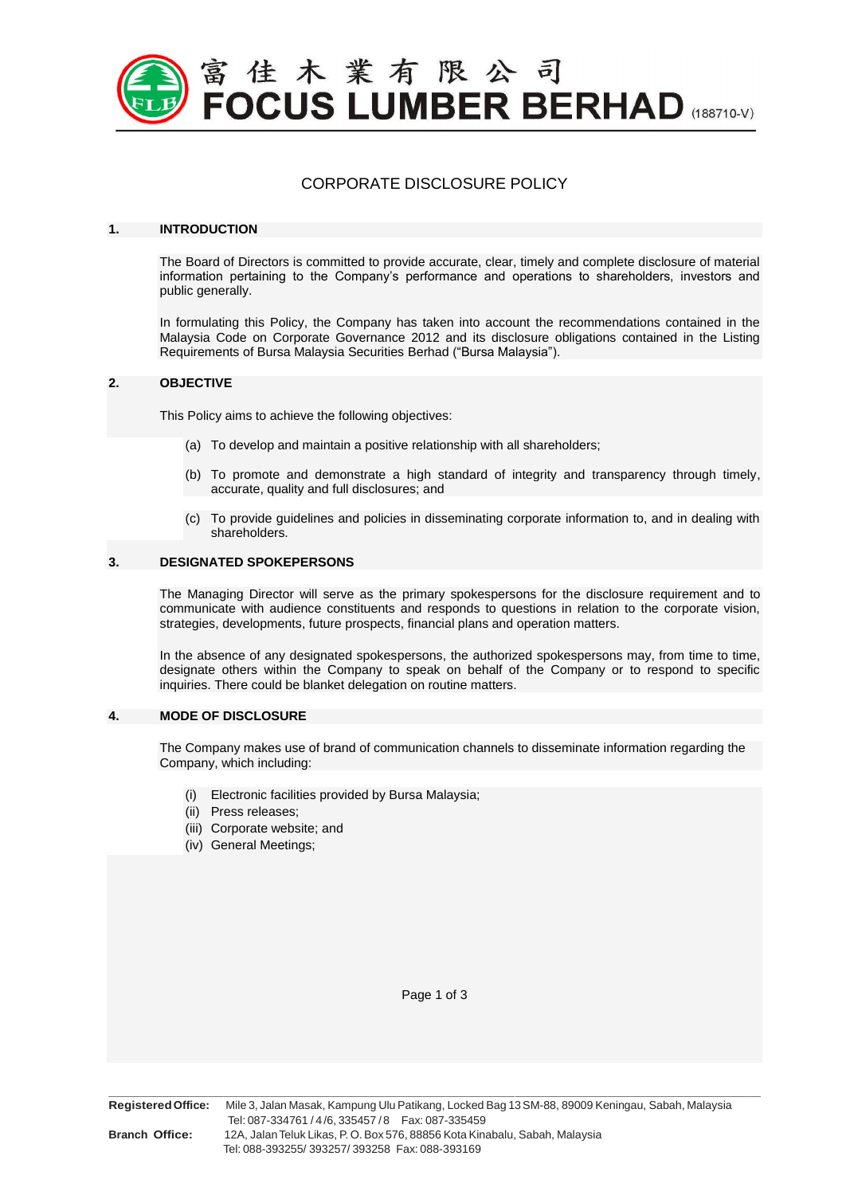# 富佳木業有限公司
# FOCUS LUMBER BERHAD (188710-V)

## CORPORATE DISCLOSURE POLICY

### 1. INTRODUCTION

The Board of Directors is committed to provide accurate, clear, timely and complete disclosure of material information pertaining to the Company's performance and operations to shareholders, investors and public generally.

In formulating this Policy, the Company has taken into account the recommendations contained in the Malaysia Code on Corporate Governance 2012 and its disclosure obligations contained in the Listing Requirements of Bursa Malaysia Securities Berhad ("Bursa Malaysia").

### 2. OBJECTIVE

This Policy aims to achieve the following objectives:

(a) To develop and maintain a positive relationship with all shareholders;

(b) To promote and demonstrate a high standard of integrity and transparency through timely, accurate, quality and full disclosures; and

(c) To provide guidelines and policies in disseminating corporate information to, and in dealing with shareholders.

### 3. DESIGNATED SPOKEPERSONS

The Managing Director will serve as the primary spokespersons for the disclosure requirement and to communicate with audience constituents and responds to questions in relation to the corporate vision, strategies, developments, future prospects, financial plans and operation matters.

In the absence of any designated spokespersons, the authorized spokespersons may, from time to time, designate others within the Company to speak on behalf of the Company or to respond to specific inquiries. There could be blanket delegation on routine matters.

### 4. MODE OF DISCLOSURE

The Company makes use of brand of communication channels to disseminate information regarding the Company, which including:

(i) Electronic facilities provided by Bursa Malaysia;
(ii) Press releases;
(iii) Corporate website; and
(iv) General Meetings;

**Registered Office:** Mile 3, Jalan Masak, Kampung Ulu Patikang, Locked Bag 13 SM-88, 89009 Keningau, Sabah, Malaysia
Tel: 087-334761 / 4 / 6, 335457 / 8 Fax: 087-335459

**Branch Office:** 12A, Jalan Teluk Likas, P. O. Box 576, 88856 Kota Kinabalu, Sabah, Malaysia
Tel: 088-393255/ 393257/ 393258 Fax: 088-393169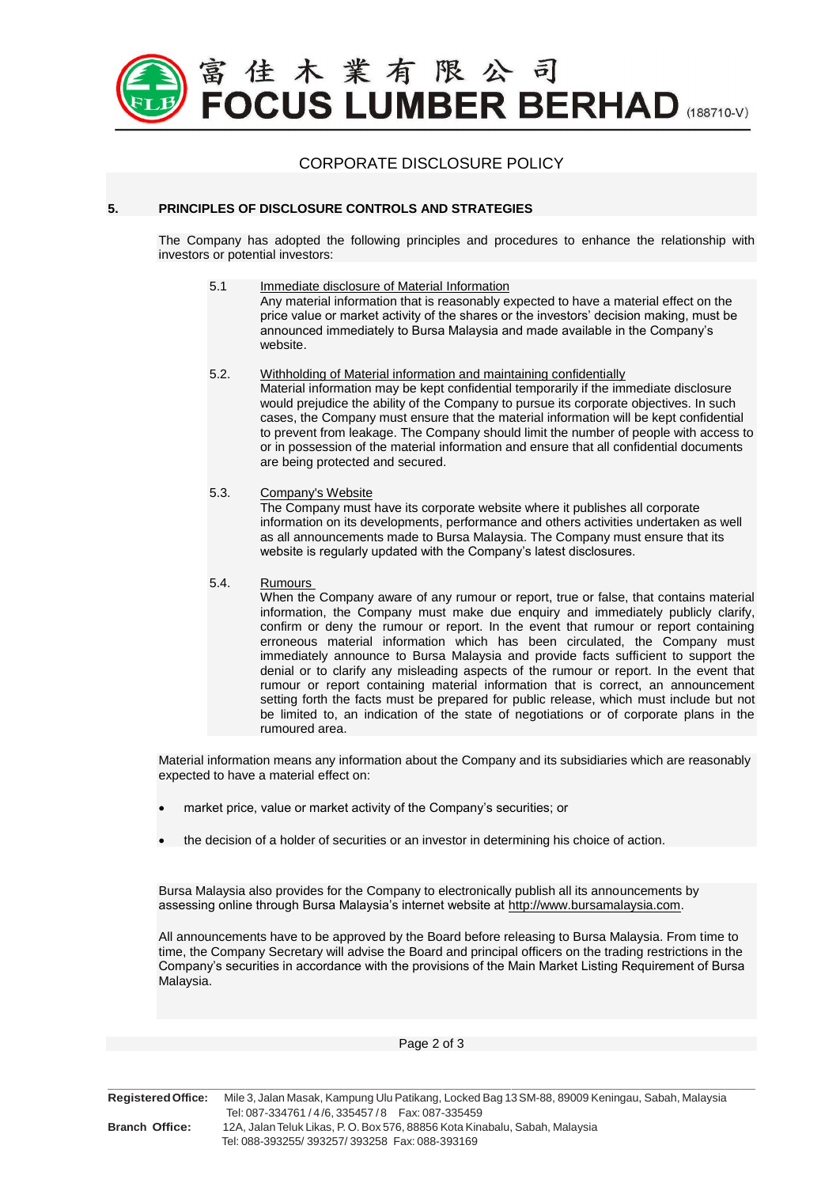## 5. PRINCIPLES OF DISCLOSURE CONTROLS AND STRATEGIES

The Company has adopted the following principles and procedures to enhance the relationship with investors or potential investors:

5.1 Immediate disclosure of Material Information

Any material information that is reasonably expected to have a material effect on the price value or market activity of the shares or the investors' decision making, must be announced immediately to Bursa Malaysia and made available in the Company's website.

5.2. Withholding of Material information and maintaining confidentially

Material information may be kept confidential temporarily if the immediate disclosure would prejudice the ability of the Company to pursue its corporate objectives. In such cases, the Company must ensure that the material information will be kept confidential to prevent from leakage. The Company should limit the number of people with access to or in possession of the material information and ensure that all confidential documents are being protected and secured.

5.3. Company's Website

The Company must have its corporate website where it publishes all corporate information on its developments, performance and others activities undertaken as well as all announcements made to Bursa Malaysia. The Company must ensure that its website is regularly updated with the Company's latest disclosures.

5.4. Rumours

When the Company aware of any rumour or report, true or false, that contains material information, the Company must make due enquiry and immediately publicly clarify, confirm or deny the rumour or report. In the event that rumour or report containing erroneous material information which has been circulated, the Company must immediately announce to Bursa Malaysia and provide facts sufficient to support the denial or to clarify any misleading aspects of the rumour or report. In the event that rumour or report containing material information that is correct, an announcement setting forth the facts must be prepared for public release, which must include but not be limited to, an indication of the state of negotiations or of corporate plans in the rumoured area.

Material information means any information about the Company and its subsidiaries which are reasonably expected to have a material effect on:

- market price, value or market activity of the Company's securities; or
- the decision of a holder of securities or an investor in determining his choice of action.

Bursa Malaysia also provides for the Company to electronically publish all its announcements by assessing online through Bursa Malaysia's internet website at http://www.bursamalaysia.com.

All announcements have to be approved by the Board before releasing to Bursa Malaysia. From time to time, the Company Secretary will advise the Board and principal officers on the trading restrictions in the Company's securities in accordance with the provisions of the Main Market Listing Requirement of Bursa Malaysia.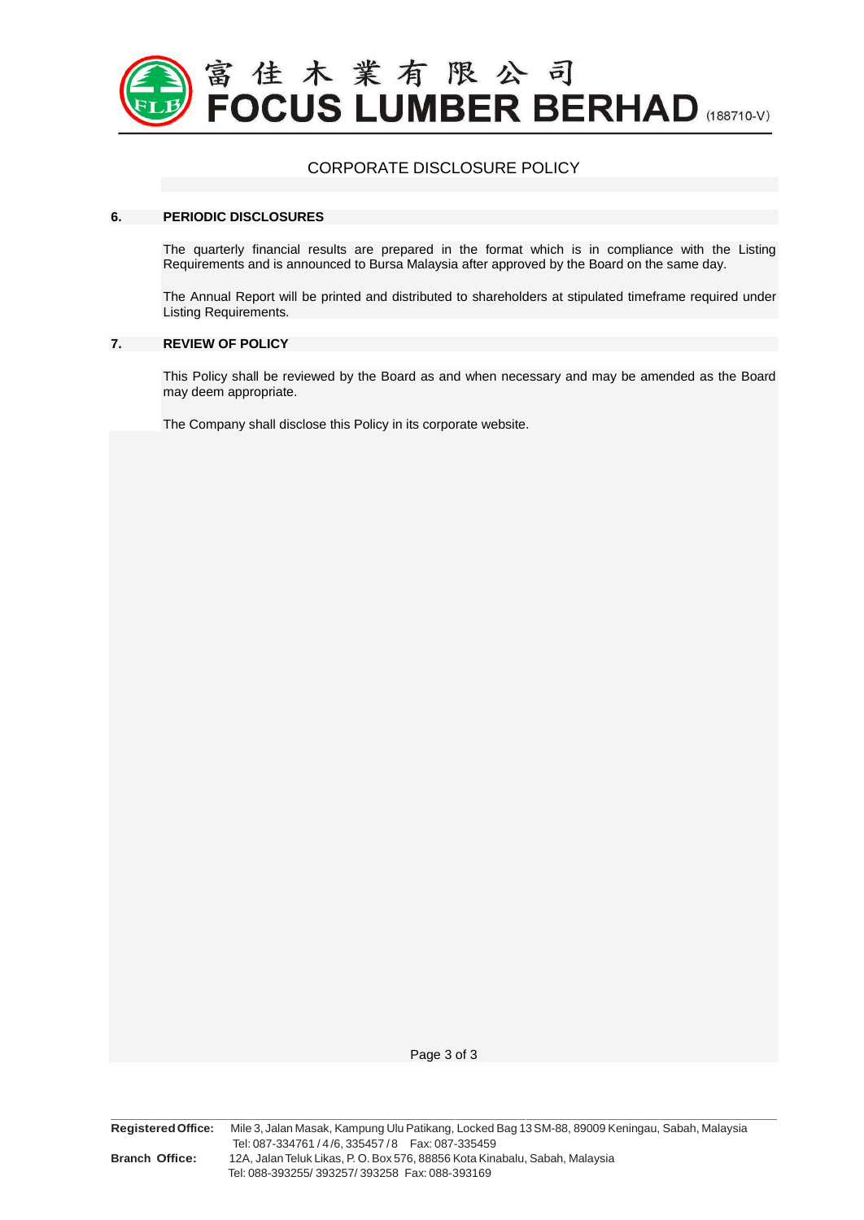## 6. PERIODIC DISCLOSURES

The quarterly financial results are prepared in the format which is in compliance with the Listing Requirements and is announced to Bursa Malaysia after approved by the Board on the same day.

The Annual Report will be printed and distributed to shareholders at stipulated timeframe required under Listing Requirements.

## 7. REVIEW OF POLICY

This Policy shall be reviewed by the Board as and when necessary and may be amended as the Board may deem appropriate.

The Company shall disclose this Policy in its corporate website.